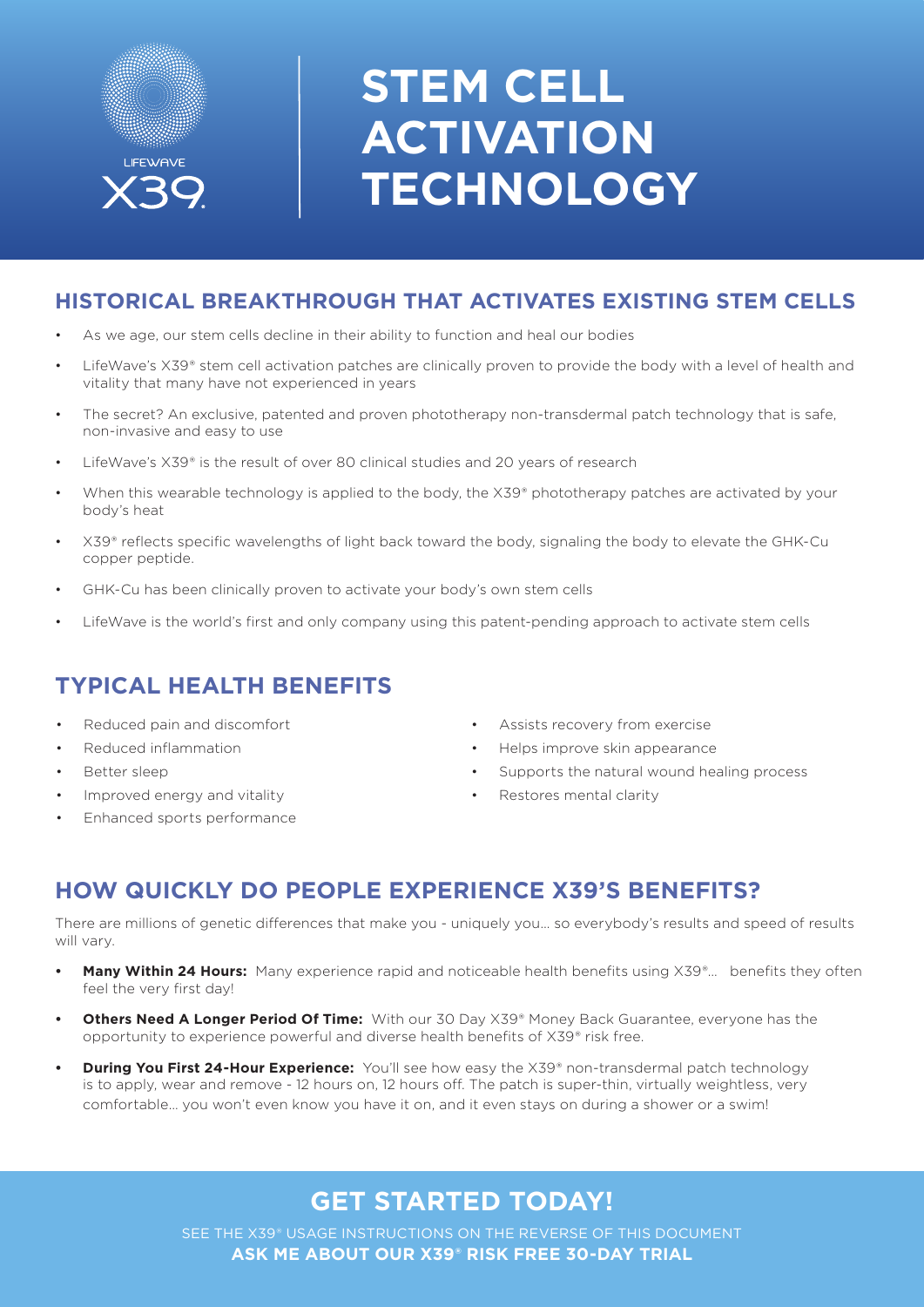LIFEWAVE

X39®

# STEM CELL ACTIVATION TECHNOLOGY

## HISTORICAL BREAKTHROUGH THAT ACTIVATES EXISTING STEM CELLS

- As we age, our stem cells decline in their ability to function and heal our bodies
- LifeWave's X39® stem cell activation patches are clinically proven to provide the body with a level of health and vitality that many have not experienced in years
- The secret? An exclusive, patented and proven phototherapy non-transdermal patch technology that is safe, non-invasive and easy to use
- LifeWave's X39® is the result of over 80 clinical studies and 20 years of research
- When this wearable technology is applied to the body, the X39® phototherapy patches are activated by your body's heat
- X39® reflects specific wavelengths of light back toward the body, signaling the body to elevate the GHK-Cu copper peptide.
- GHK-Cu has been clinically proven to activate your body's own stem cells
- LifeWave is the world's first and only company using this patent-pending approach to activate stem cells

## TYPICAL HEALTH BENEFITS

- Reduced pain and discomfort
- Reduced inflammation
- Better sleep
- Improved energy and vitality
- Enhanced sports performance
- Assists recovery from exercise
- Helps improve skin appearance
- Supports the natural wound healing process
- Restores mental clarity

## HOW QUICKLY DO PEOPLE EXPERIENCE X39'S BENEFITS?

There are millions of genetic differences that make you - uniquely you… so everybody's results and speed of results will vary.

- **Many Within 24 Hours:** Many experience rapid and noticeable health benefits using X39®… benefits they often feel the very first day!
- **Others Need A Longer Period Of Time:** With our 30 Day X39® Money Back Guarantee, everyone has the opportunity to experience powerful and diverse health benefits of X39® risk free.
- **During You First 24-Hour Experience:** You'll see how easy the X39® non-transdermal patch technology is to apply, wear and remove - 12 hours on, 12 hours off. The patch is super-thin, virtually weightless, very comfortable… you won't even know you have it on, and it even stays on during a shower or a swim!

## GET STARTED TODAY!

SEE THE X39® USAGE INSTRUCTIONS ON THE REVERSE OF THIS DOCUMENT

**ASK ME ABOUT OUR X39® RISK FREE 30-DAY TRIAL**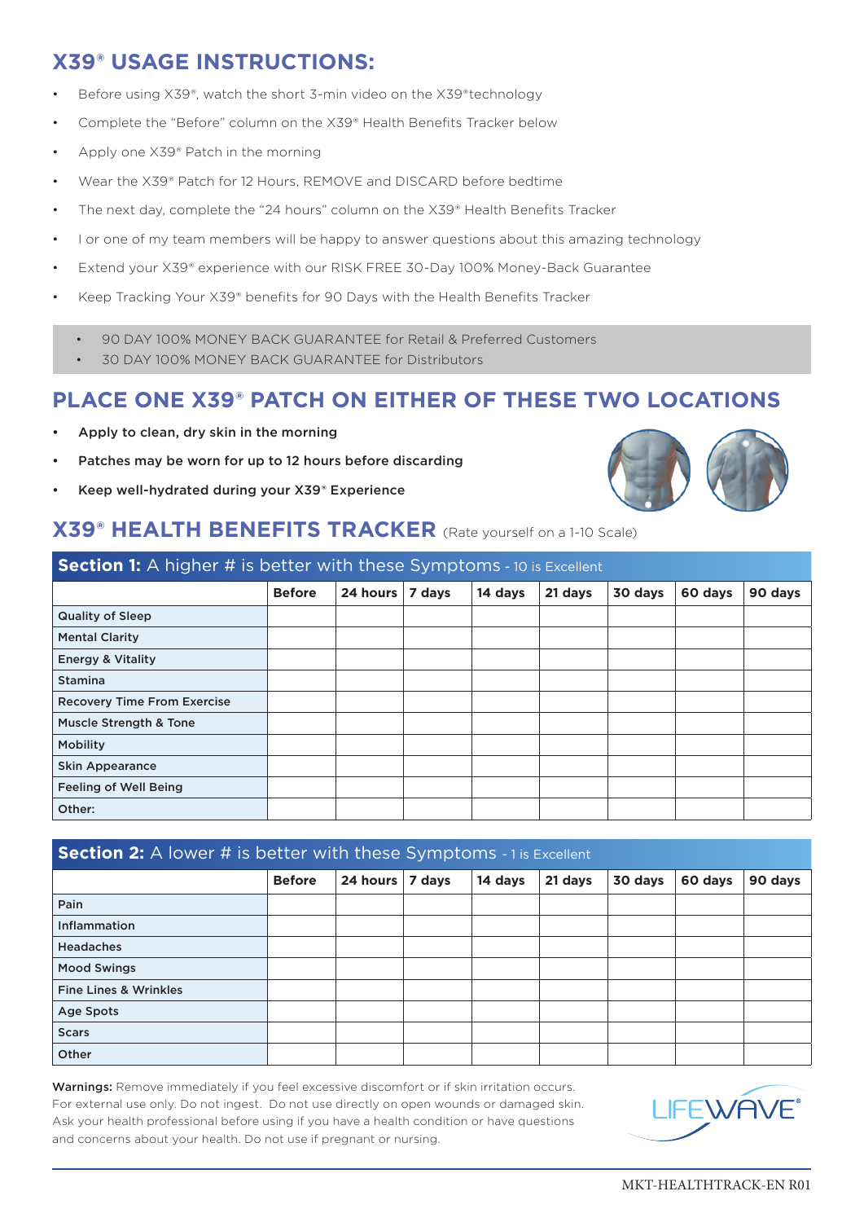## X39® USAGE INSTRUCTIONS:

- Before using X39®, watch the short 3-min video on the X39® technology
- Complete the "Before" column on the X39® Health Benefits Tracker below
- Apply one X39® Patch in the morning
- Wear the X39® Patch for 12 Hours, REMOVE and DISCARD before bedtime
- The next day, complete the "24 hours" column on the X39® Health Benefits Tracker
- I or one of my team members will be happy to answer questions about this amazing technology
- Extend your X39® experience with our RISK FREE 30-Day 100% Money-Back Guarantee
- Keep Tracking Your X39® benefits for 90 Days with the Health Benefits Tracker

> - 90 DAY 100% MONEY BACK GUARANTEE for Retail & Preferred Customers
> - 30 DAY 100% MONEY BACK GUARANTEE for Distributors

## PLACE ONE X39® PATCH ON EITHER OF THESE TWO LOCATIONS

- **Apply to clean, dry skin in the morning**
- **Patches may be worn for up to 12 hours before discarding**
- **Keep well-hydrated during your X39® Experience**

## X39® HEALTH BENEFITS TRACKER (Rate yourself on a 1-10 Scale)

**Section 1:** A higher # is better with these Symptoms - 10 is Excellent

| | Before | 24 hours | 7 days | 14 days | 21 days | 30 days | 60 days | 90 days |
|---|---|---|---|---|---|---|---|---|
| Quality of Sleep | | | | | | | | |
| Mental Clarity | | | | | | | | |
| Energy & Vitality | | | | | | | | |
| Stamina | | | | | | | | |
| Recovery Time From Exercise | | | | | | | | |
| Muscle Strength & Tone | | | | | | | | |
| Mobility | | | | | | | | |
| Skin Appearance | | | | | | | | |
| Feeling of Well Being | | | | | | | | |
| Other: | | | | | | | | |

**Section 2:** A lower # is better with these Symptoms - 1 is Excellent

| | Before | 24 hours | 7 days | 14 days | 21 days | 30 days | 60 days | 90 days |
|---|---|---|---|---|---|---|---|---|
| Pain | | | | | | | | |
| Inflammation | | | | | | | | |
| Headaches | | | | | | | | |
| Mood Swings | | | | | | | | |
| Fine Lines & Wrinkles | | | | | | | | |
| Age Spots | | | | | | | | |
| Scars | | | | | | | | |
| Other | | | | | | | | |

**Warnings:** Remove immediately if you feel excessive discomfort or if skin irritation occurs. For external use only. Do not ingest. Do not use directly on open wounds or damaged skin. Ask your health professional before using if you have a health condition or have questions and concerns about your health. Do not use if pregnant or nursing.

LIFEWAVE®

MKT-HEALTHTRACK-EN R01